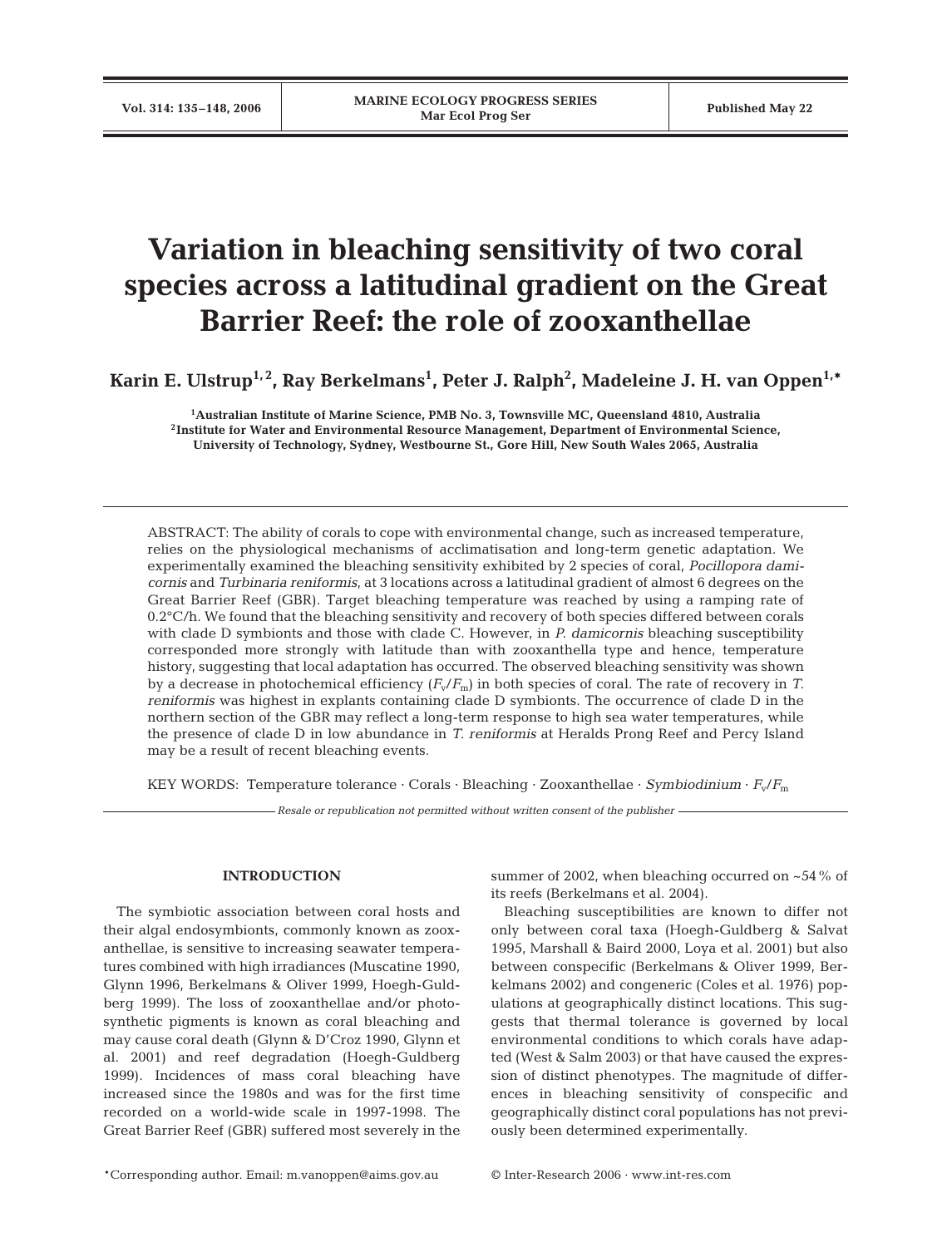# Variation in bleaching sensitivity of two coral species across a latitudinal gradient on the Great Barrier Reef: the role of zooxanthellae

**Karin E. Ulstrup[1,2], Ray Berkelmans[1], Peter J. Ralph[2], Madeleine J. H. van Oppen[1,*]**

[1]Australian Institute of Marine Science, PMB No. 3, Townsville MC, Queensland 4810, Australia
[2]Institute for Water and Environmental Resource Management, Department of Environmental Science, University of Technology, Sydney, Westbourne St., Gore Hill, New South Wales 2065, Australia

ABSTRACT: The ability of corals to cope with environmental change, such as increased temperature, relies on the physiological mechanisms of acclimatisation and long-term genetic adaptation. We experimentally examined the bleaching sensitivity exhibited by 2 species of coral, *Pocillopora damicornis* and *Turbinaria reniformis*, at 3 locations across a latitudinal gradient of almost 6 degrees on the Great Barrier Reef (GBR). Target bleaching temperature was reached by using a ramping rate of 0.2°C/h. We found that the bleaching sensitivity and recovery of both species differed between corals with clade D symbionts and those with clade C. However, in *P. damicornis* bleaching susceptibility corresponded more strongly with latitude than with zooxanthella type and hence, temperature history, suggesting that local adaptation has occurred. The observed bleaching sensitivity was shown by a decrease in photochemical efficiency ($F_v/F_m$) in both species of coral. The rate of recovery in *T. reniformis* was highest in explants containing clade D symbionts. The occurrence of clade D in the northern section of the GBR may reflect a long-term response to high sea water temperatures, while the presence of clade D in low abundance in *T. reniformis* at Heralds Prong Reef and Percy Island may be a result of recent bleaching events.

KEY WORDS: Temperature tolerance · Corals · Bleaching · Zooxanthellae · *Symbiodinium* · $F_v/F_m$

*Resale or republication not permitted without written consent of the publisher*

## INTRODUCTION

The symbiotic association between coral hosts and their algal endosymbionts, commonly known as zooxanthellae, is sensitive to increasing seawater temperatures combined with high irradiances (Muscatine 1990, Glynn 1996, Berkelmans & Oliver 1999, Hoegh-Guldberg 1999). The loss of zooxanthellae and/or photosynthetic pigments is known as coral bleaching and may cause coral death (Glynn & D'Croz 1990, Glynn et al. 2001) and reef degradation (Hoegh-Guldberg 1999). Incidences of mass coral bleaching have increased since the 1980s and was for the first time recorded on a world-wide scale in 1997-1998. The Great Barrier Reef (GBR) suffered most severely in the summer of 2002, when bleaching occurred on ~54% of its reefs (Berkelmans et al. 2004).

Bleaching susceptibilities are known to differ not only between coral taxa (Hoegh-Guldberg & Salvat 1995, Marshall & Baird 2000, Loya et al. 2001) but also between conspecific (Berkelmans & Oliver 1999, Berkelmans 2002) and congeneric (Coles et al. 1976) populations at geographically distinct locations. This suggests that thermal tolerance is governed by local environmental conditions to which corals have adapted (West & Salm 2003) or that have caused the expression of distinct phenotypes. The magnitude of differences in bleaching sensitivity of conspecific and geographically distinct coral populations has not previously been determined experimentally.

*Corresponding author. Email: m.vanoppen@aims.gov.au

© Inter-Research 2006 · www.int-res.com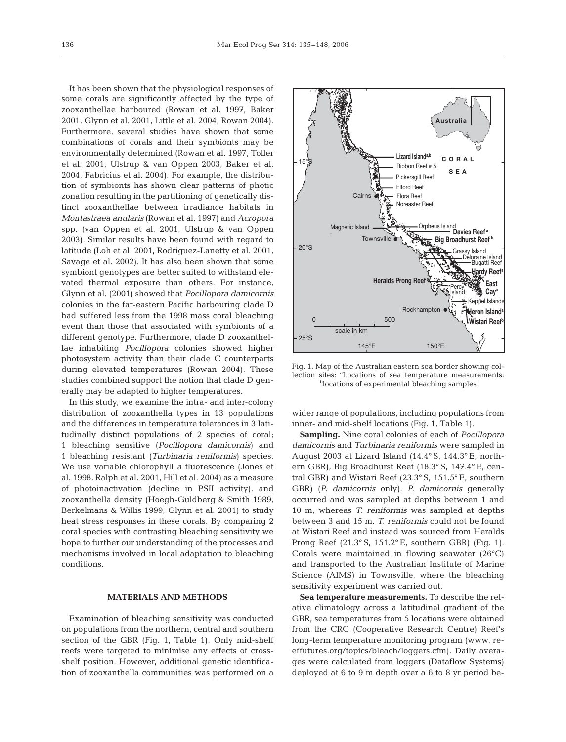It has been shown that the physiological responses of some corals are significantly affected by the type of zooxanthellae harboured (Rowan et al. 1997, Baker 2001, Glynn et al. 2001, Little et al. 2004, Rowan 2004). Furthermore, several studies have shown that some combinations of corals and their symbionts may be environmentally determined (Rowan et al. 1997, Toller et al. 2001, Ulstrup & van Oppen 2003, Baker et al. 2004, Fabricius et al. 2004). For example, the distribution of symbionts has shown clear patterns of photic zonation resulting in the partitioning of genetically distinct zooxanthellae between irradiance habitats in *Montastraea anularis* (Rowan et al. 1997) and *Acropora* spp. (van Oppen et al. 2001, Ulstrup & van Oppen 2003). Similar results have been found with regard to latitude (Loh et al. 2001, Rodriguez-Lanetty et al. 2001, Savage et al. 2002). It has also been shown that some symbiont genotypes are better suited to withstand elevated thermal exposure than others. For instance, Glynn et al. (2001) showed that *Pocillopora damicornis* colonies in the far-eastern Pacific harbouring clade D had suffered less from the 1998 mass coral bleaching event than those that associated with symbionts of a different genotype. Furthermore, clade D zooxanthellae inhabiting *Pocillopora* colonies showed higher photosystem activity than their clade C counterparts during elevated temperatures (Rowan 2004). These studies combined support the notion that clade D generally may be adapted to higher temperatures.

In this study, we examine the intra- and inter-colony distribution of zooxanthella types in 13 populations and the differences in temperature tolerances in 3 latitudinally distinct populations of 2 species of coral; 1 bleaching sensitive (*Pocillopora damicornis*) and 1 bleaching resistant (*Turbinaria reniformis*) species. We use variable chlorophyll *a* fluorescence (Jones et al. 1998, Ralph et al. 2001, Hill et al. 2004) as a measure of photoinactivation (decline in PSII activity), and zooxanthella density (Hoegh-Guldberg & Smith 1989, Berkelmans & Willis 1999, Glynn et al. 2001) to study heat stress responses in these corals. By comparing 2 coral species with contrasting bleaching sensitivity we hope to further our understanding of the processes and mechanisms involved in local adaptation to bleaching conditions.

## MATERIALS AND METHODS

Examination of bleaching sensitivity was conducted on populations from the northern, central and southern section of the GBR (Fig. 1, Table 1). Only mid-shelf reefs were targeted to minimise any effects of cross-shelf position. However, additional genetic identification of zooxanthella communities was performed on a wider range of populations, including populations from inner- and mid-shelf locations (Fig. 1, Table 1).

Fig. 1. Map of the Australian eastern sea border showing collection sites: [a]Locations of sea temperature measurements; [b]locations of experimental bleaching samples

**Sampling.** Nine coral colonies of each of *Pocillopora damicornis* and *Turbinaria reniformis* were sampled in August 2003 at Lizard Island (14.4° S, 144.3° E, northern GBR), Big Broadhurst Reef (18.3° S, 147.4° E, central GBR) and Wistari Reef (23.3° S, 151.5° E, southern GBR) (*P. damicornis* only). *P. damicornis* generally occurred and was sampled at depths between 1 and 10 m, whereas *T. reniformis* was sampled at depths between 3 and 15 m. *T. reniformis* could not be found at Wistari Reef and instead was sourced from Heralds Prong Reef (21.3° S, 151.2° E, southern GBR) (Fig. 1). Corals were maintained in flowing seawater (26°C) and transported to the Australian Institute of Marine Science (AIMS) in Townsville, where the bleaching sensitivity experiment was carried out.

**Sea temperature measurements.** To describe the relative climatology across a latitudinal gradient of the GBR, sea temperatures from 5 locations were obtained from the CRC (Cooperative Research Centre) Reef's long-term temperature monitoring program (www.reeffutures.org/topics/bleach/loggers.cfm). Daily averages were calculated from loggers (Dataflow Systems) deployed at 6 to 9 m depth over a 6 to 8 yr period be-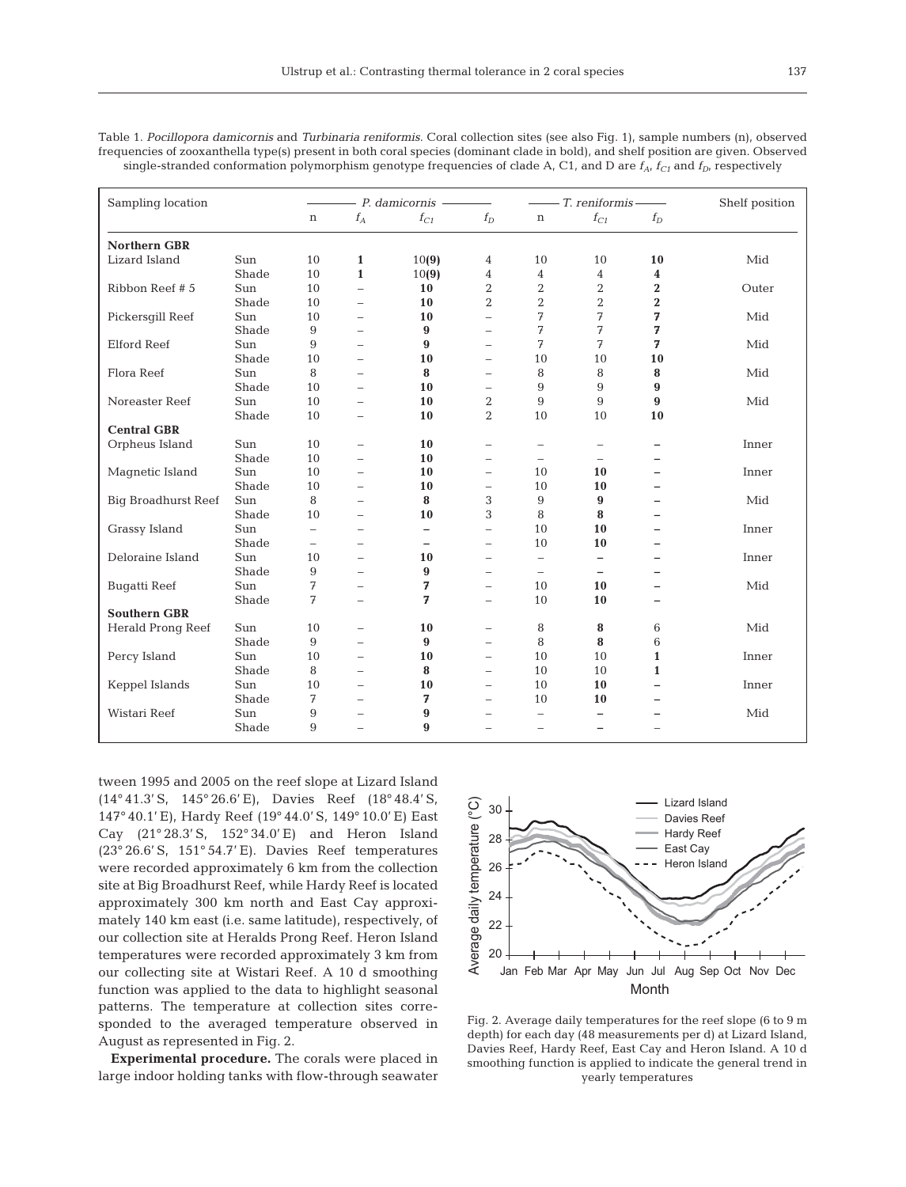Table 1. *Pocillopora damicornis* and *Turbinaria reniformis*. Coral collection sites (see also Fig. 1), sample numbers (n), observed frequencies of zooxanthella type(s) present in both coral species (dominant clade in bold), and shelf position are given. Observed single-stranded conformation polymorphism genotype frequencies of clade A, C1, and D are $f_A$, $f_{C1}$ and $f_D$, respectively

| Sampling location | | *P. damicornis* | | | | *T. reniformis* | | | Shelf position |
|---|---|---|---|---|---|---|---|---|---|
| | | n | $f_A$ | $f_{C1}$ | $f_D$ | n | $f_{C1}$ | $f_D$ | |
| **Northern GBR** | | | | | | | | | |
| Lizard Island | Sun | 10 | **1** | 10(**9**) | 4 | 10 | 10 | **10** | Mid |
| | Shade | 10 | **1** | 10(**9**) | 4 | 4 | 4 | **4** | |
| Ribbon Reef # 5 | Sun | 10 | – | **10** | 2 | 2 | 2 | **2** | Outer |
| | Shade | 10 | – | **10** | 2 | 2 | 2 | **2** | |
| Pickersgill Reef | Sun | 10 | – | **10** | – | 7 | 7 | **7** | Mid |
| | Shade | 9 | – | **9** | – | 7 | 7 | **7** | |
| Elford Reef | Sun | 9 | – | **9** | – | 7 | 7 | **7** | Mid |
| | Shade | 10 | – | **10** | – | 10 | 10 | **10** | |
| Flora Reef | Sun | 8 | – | **8** | – | 8 | 8 | **8** | Mid |
| | Shade | 10 | – | **10** | – | 9 | 9 | **9** | |
| Noreaster Reef | Sun | 10 | – | **10** | 2 | 9 | 9 | **9** | Mid |
| | Shade | 10 | – | **10** | 2 | 10 | 10 | **10** | |
| **Central GBR** | | | | | | | | | |
| Orpheus Island | Sun | 10 | – | **10** | – | – | – | – | Inner |
| | Shade | 10 | – | **10** | – | – | – | – | |
| Magnetic Island | Sun | 10 | – | **10** | – | 10 | **10** | – | Inner |
| | Shade | 10 | – | **10** | – | 10 | **10** | – | |
| Big Broadhurst Reef | Sun | 8 | – | **8** | 3 | 9 | **9** | – | Mid |
| | Shade | 10 | – | **10** | 3 | 8 | **8** | – | |
| Grassy Island | Sun | – | – | – | – | 10 | **10** | – | Inner |
| | Shade | – | – | – | – | 10 | **10** | – | |
| Deloraine Island | Sun | 10 | – | **10** | – | – | – | – | Inner |
| | Shade | 9 | – | **9** | – | – | – | – | |
| Bugatti Reef | Sun | 7 | – | **7** | – | 10 | **10** | – | Mid |
| | Shade | 7 | – | **7** | – | 10 | **10** | – | |
| **Southern GBR** | | | | | | | | | |
| Herald Prong Reef | Sun | 10 | – | **10** | – | 8 | **8** | 6 | Mid |
| | Shade | 9 | – | **9** | – | 8 | **8** | 6 | |
| Percy Island | Sun | 10 | – | **10** | – | 10 | 10 | **1** | Inner |
| | Shade | 8 | – | **8** | – | 10 | 10 | **1** | |
| Keppel Islands | Sun | 10 | – | **10** | – | 10 | **10** | – | Inner |
| | Shade | 7 | – | **7** | – | 10 | **10** | – | |
| Wistari Reef | Sun | 9 | – | **9** | – | – | – | – | Mid |
| | Shade | 9 | – | **9** | – | – | – | – | |

tween 1995 and 2005 on the reef slope at Lizard Island (14° 41.3' S, 145° 26.6' E), Davies Reef (18° 48.4' S, 147° 40.1' E), Hardy Reef (19° 44.0' S, 149° 10.0' E) East Cay (21° 28.3' S, 152° 34.0' E) and Heron Island (23° 26.6' S, 151° 54.7' E). Davies Reef temperatures were recorded approximately 6 km from the collection site at Big Broadhurst Reef, while Hardy Reef is located approximately 300 km north and East Cay approximately 140 km east (i.e. same latitude), respectively, of our collection site at Heralds Prong Reef. Heron Island temperatures were recorded approximately 3 km from our collecting site at Wistari Reef. A 10 d smoothing function was applied to the data to highlight seasonal patterns. The temperature at collection sites corresponded to the averaged temperature observed in August as represented in Fig. 2.

**Experimental procedure.** The corals were placed in large indoor holding tanks with flow-through seawater

Fig. 2. Average daily temperatures for the reef slope (6 to 9 m depth) for each day (48 measurements per d) at Lizard Island, Davies Reef, Hardy Reef, East Cay and Heron Island. A 10 d smoothing function is applied to indicate the general trend in yearly temperatures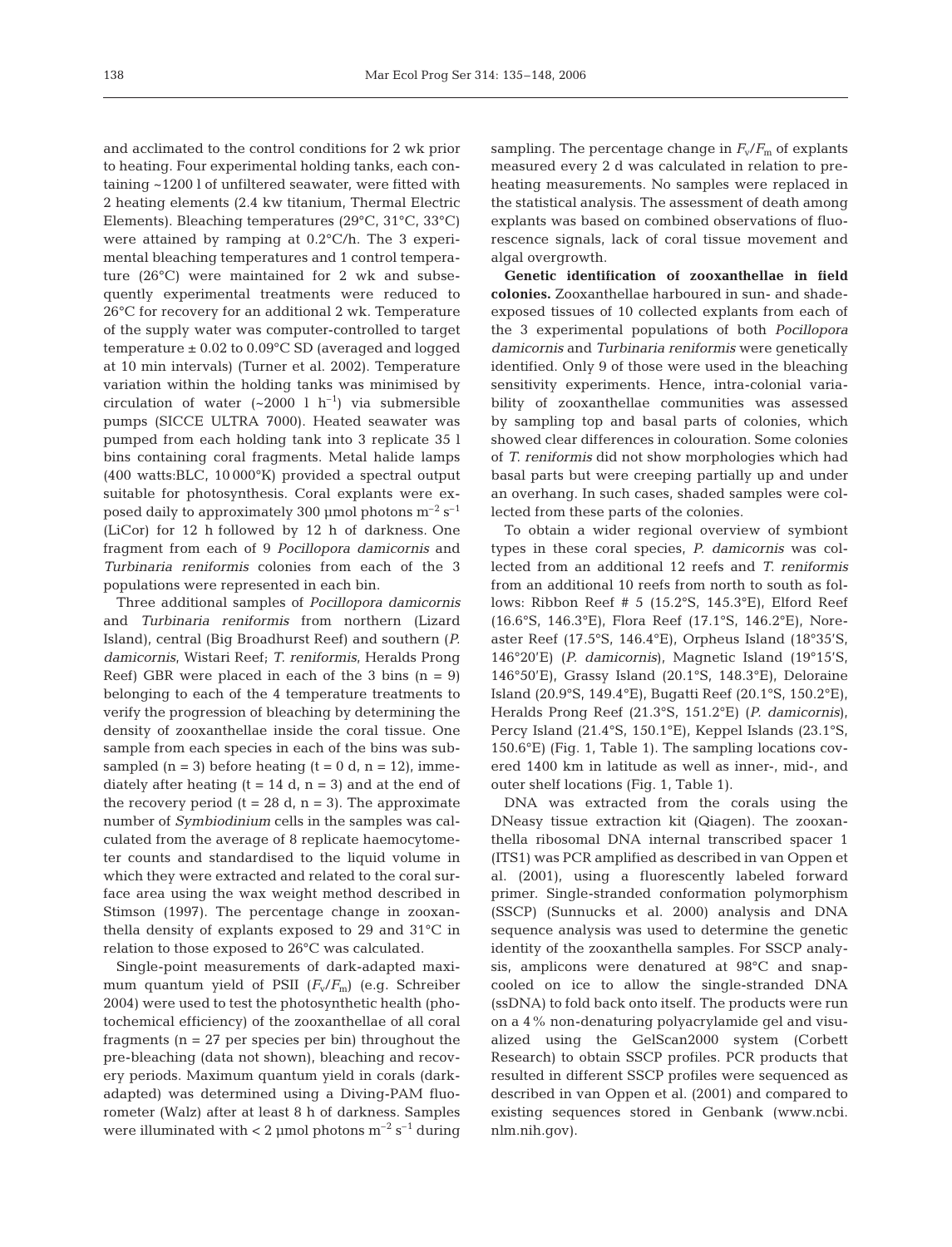and acclimated to the control conditions for 2 wk prior to heating. Four experimental holding tanks, each containing ~1200 l of unfiltered seawater, were fitted with 2 heating elements (2.4 kw titanium, Thermal Electric Elements). Bleaching temperatures (29°C, 31°C, 33°C) were attained by ramping at 0.2°C/h. The 3 experimental bleaching temperatures and 1 control temperature (26°C) were maintained for 2 wk and subsequently experimental treatments were reduced to 26°C for recovery for an additional 2 wk. Temperature of the supply water was computer-controlled to target temperature ± 0.02 to 0.09°C SD (averaged and logged at 10 min intervals) (Turner et al. 2002). Temperature variation within the holding tanks was minimised by circulation of water (~2000 l $h^{-1}$) via submersible pumps (SICCE ULTRA 7000). Heated seawater was pumped from each holding tank into 3 replicate 35 l bins containing coral fragments. Metal halide lamps (400 watts:BLC, 10 000°K) provided a spectral output suitable for photosynthesis. Coral explants were exposed daily to approximately 300 µmol photons $m^{-2}$ $s^{-1}$ (LiCor) for 12 h followed by 12 h of darkness. One fragment from each of 9 *Pocillopora damicornis* and *Turbinaria reniformis* colonies from each of the 3 populations were represented in each bin.

Three additional samples of *Pocillopora damicornis* and *Turbinaria reniformis* from northern (Lizard Island), central (Big Broadhurst Reef) and southern (*P. damicornis*, Wistari Reef; *T. reniformis*, Heralds Prong Reef) GBR were placed in each of the 3 bins (n = 9) belonging to each of the 4 temperature treatments to verify the progression of bleaching by determining the density of zooxanthellae inside the coral tissue. One sample from each species in each of the bins was subsampled (n = 3) before heating (t = 0 d, n = 12), immediately after heating (t = 14 d, n = 3) and at the end of the recovery period (t = 28 d, n = 3). The approximate number of *Symbiodinium* cells in the samples was calculated from the average of 8 replicate haemocytometer counts and standardised to the liquid volume in which they were extracted and related to the coral surface area using the wax weight method described in Stimson (1997). The percentage change in zooxanthella density of explants exposed to 29 and 31°C in relation to those exposed to 26°C was calculated.

Single-point measurements of dark-adapted maximum quantum yield of PSII ($F_v/F_m$) (e.g. Schreiber 2004) were used to test the photosynthetic health (photochemical efficiency) of the zooxanthellae of all coral fragments (n = 27 per species per bin) throughout the pre-bleaching (data not shown), bleaching and recovery periods. Maximum quantum yield in corals (dark-adapted) was determined using a Diving-PAM fluorometer (Walz) after at least 8 h of darkness. Samples were illuminated with < 2 µmol photons $m^{-2}$ $s^{-1}$ during sampling. The percentage change in $F_v/F_m$ of explants measured every 2 d was calculated in relation to pre-heating measurements. No samples were replaced in the statistical analysis. The assessment of death among explants was based on combined observations of fluorescence signals, lack of coral tissue movement and algal overgrowth.

**Genetic identification of zooxanthellae in field colonies.** Zooxanthellae harboured in sun- and shade-exposed tissues of 10 collected explants from each of the 3 experimental populations of both *Pocillopora damicornis* and *Turbinaria reniformis* were genetically identified. Only 9 of those were used in the bleaching sensitivity experiments. Hence, intra-colonial variability of zooxanthellae communities was assessed by sampling top and basal parts of colonies, which showed clear differences in colouration. Some colonies of *T. reniformis* did not show morphologies which had basal parts but were creeping partially up and under an overhang. In such cases, shaded samples were collected from these parts of the colonies.

To obtain a wider regional overview of symbiont types in these coral species, *P. damicornis* was collected from an additional 12 reefs and *T. reniformis* from an additional 10 reefs from north to south as follows: Ribbon Reef # 5 (15.2°S, 145.3°E), Elford Reef (16.6°S, 146.3°E), Flora Reef (17.1°S, 146.2°E), Noreaster Reef (17.5°S, 146.4°E), Orpheus Island (18°35'S, 146°20'E) (*P. damicornis*), Magnetic Island (19°15'S, 146°50'E), Grassy Island (20.1°S, 148.3°E), Deloraine Island (20.9°S, 149.4°E), Bugatti Reef (20.1°S, 150.2°E), Heralds Prong Reef (21.3°S, 151.2°E) (*P. damicornis*), Percy Island (21.4°S, 150.1°E), Keppel Islands (23.1°S, 150.6°E) (Fig. 1, Table 1). The sampling locations covered 1400 km in latitude as well as inner-, mid-, and outer shelf locations (Fig. 1, Table 1).

DNA was extracted from the corals using the DNeasy tissue extraction kit (Qiagen). The zooxanthella ribosomal DNA internal transcribed spacer 1 (ITS1) was PCR amplified as described in van Oppen et al. (2001), using a fluorescently labeled forward primer. Single-stranded conformation polymorphism (SSCP) (Sunnucks et al. 2000) analysis and DNA sequence analysis was used to determine the genetic identity of the zooxanthella samples. For SSCP analysis, amplicons were denatured at 98°C and snap-cooled on ice to allow the single-stranded DNA (ssDNA) to fold back onto itself. The products were run on a 4% non-denaturing polyacrylamide gel and visualized using the GelScan2000 system (Corbett Research) to obtain SSCP profiles. PCR products that resulted in different SSCP profiles were sequenced as described in van Oppen et al. (2001) and compared to existing sequences stored in Genbank (www.ncbi.nlm.nih.gov).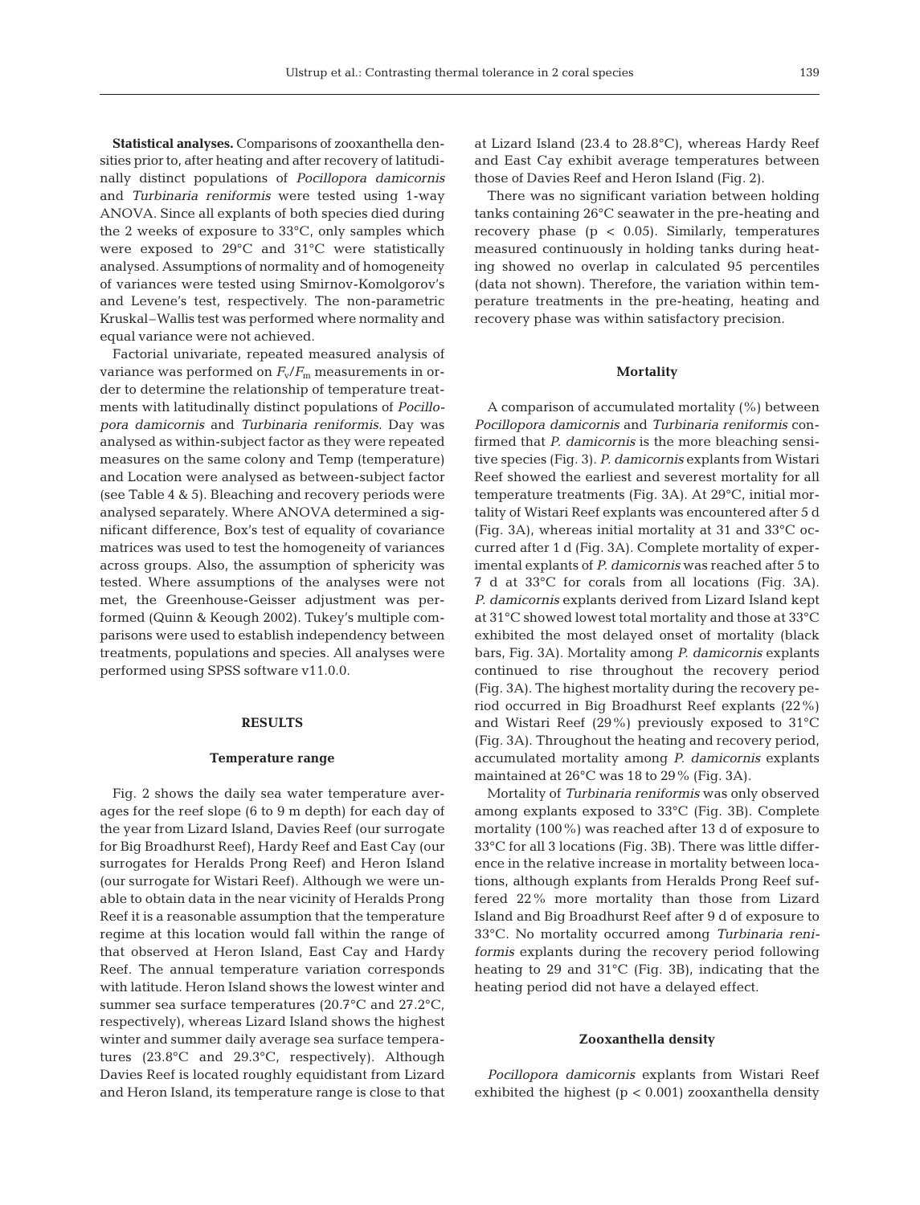**Statistical analyses.** Comparisons of zooxanthella densities prior to, after heating and after recovery of latitudinally distinct populations of *Pocillopora damicornis* and *Turbinaria reniformis* were tested using 1-way ANOVA. Since all explants of both species died during the 2 weeks of exposure to 33°C, only samples which were exposed to 29°C and 31°C were statistically analysed. Assumptions of normality and of homogeneity of variances were tested using Smirnov-Komolgorov's and Levene's test, respectively. The non-parametric Kruskal–Wallis test was performed where normality and equal variance were not achieved.

Factorial univariate, repeated measured analysis of variance was performed on $F_v/F_m$ measurements in order to determine the relationship of temperature treatments with latitudinally distinct populations of *Pocillopora damicornis* and *Turbinaria reniformis*. Day was analysed as within-subject factor as they were repeated measures on the same colony and Temp (temperature) and Location were analysed as between-subject factor (see Table 4 & 5). Bleaching and recovery periods were analysed separately. Where ANOVA determined a significant difference, Box's test of equality of covariance matrices was used to test the homogeneity of variances across groups. Also, the assumption of sphericity was tested. Where assumptions of the analyses were not met, the Greenhouse-Geisser adjustment was performed (Quinn & Keough 2002). Tukey's multiple comparisons were used to establish independency between treatments, populations and species. All analyses were performed using SPSS software v11.0.0.

## RESULTS

### Temperature range

Fig. 2 shows the daily sea water temperature averages for the reef slope (6 to 9 m depth) for each day of the year from Lizard Island, Davies Reef (our surrogate for Big Broadhurst Reef), Hardy Reef and East Cay (our surrogates for Heralds Prong Reef) and Heron Island (our surrogate for Wistari Reef). Although we were unable to obtain data in the near vicinity of Heralds Prong Reef it is a reasonable assumption that the temperature regime at this location would fall within the range of that observed at Heron Island, East Cay and Hardy Reef. The annual temperature variation corresponds with latitude. Heron Island shows the lowest winter and summer sea surface temperatures (20.7°C and 27.2°C, respectively), whereas Lizard Island shows the highest winter and summer daily average sea surface temperatures (23.8°C and 29.3°C, respectively). Although Davies Reef is located roughly equidistant from Lizard and Heron Island, its temperature range is close to that at Lizard Island (23.4 to 28.8°C), whereas Hardy Reef and East Cay exhibit average temperatures between those of Davies Reef and Heron Island (Fig. 2).

There was no significant variation between holding tanks containing 26°C seawater in the pre-heating and recovery phase ($p < 0.05$). Similarly, temperatures measured continuously in holding tanks during heating showed no overlap in calculated 95 percentiles (data not shown). Therefore, the variation within temperature treatments in the pre-heating, heating and recovery phase was within satisfactory precision.

### Mortality

A comparison of accumulated mortality (%) between *Pocillopora damicornis* and *Turbinaria reniformis* confirmed that *P. damicornis* is the more bleaching sensitive species (Fig. 3). *P. damicornis* explants from Wistari Reef showed the earliest and severest mortality for all temperature treatments (Fig. 3A). At 29°C, initial mortality of Wistari Reef explants was encountered after 5 d (Fig. 3A), whereas initial mortality at 31 and 33°C occurred after 1 d (Fig. 3A). Complete mortality of experimental explants of *P. damicornis* was reached after 5 to 7 d at 33°C for corals from all locations (Fig. 3A). *P. damicornis* explants derived from Lizard Island kept at 31°C showed lowest total mortality and those at 33°C exhibited the most delayed onset of mortality (black bars, Fig. 3A). Mortality among *P. damicornis* explants continued to rise throughout the recovery period (Fig. 3A). The highest mortality during the recovery period occurred in Big Broadhurst Reef explants (22%) and Wistari Reef (29%) previously exposed to 31°C (Fig. 3A). Throughout the heating and recovery period, accumulated mortality among *P. damicornis* explants maintained at 26°C was 18 to 29% (Fig. 3A).

Mortality of *Turbinaria reniformis* was only observed among explants exposed to 33°C (Fig. 3B). Complete mortality (100%) was reached after 13 d of exposure to 33°C for all 3 locations (Fig. 3B). There was little difference in the relative increase in mortality between locations, although explants from Heralds Prong Reef suffered 22% more mortality than those from Lizard Island and Big Broadhurst Reef after 9 d of exposure to 33°C. No mortality occurred among *Turbinaria reniformis* explants during the recovery period following heating to 29 and 31°C (Fig. 3B), indicating that the heating period did not have a delayed effect.

### Zooxanthella density

*Pocillopora damicornis* explants from Wistari Reef exhibited the highest ($p < 0.001$) zooxanthella density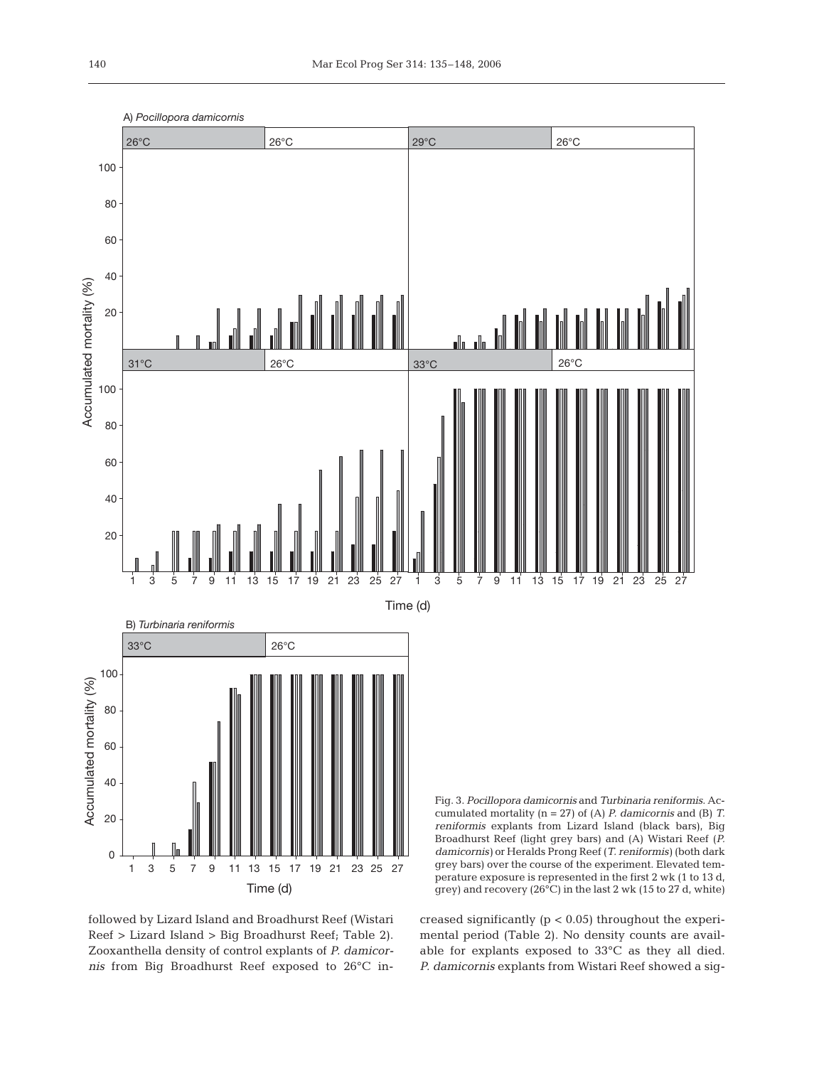Fig. 3. *Pocillopora damicornis* and *Turbinaria reniformis*. Accumulated mortality (n = 27) of (A) *P. damicornis* and (B) *T. reniformis* explants from Lizard Island (black bars), Big Broadhurst Reef (light grey bars) and (A) Wistari Reef (*P. damicornis*) or Heralds Prong Reef (*T. reniformis*) (both dark grey bars) over the course of the experiment. Elevated temperature exposure is represented in the first 2 wk (1 to 13 d, grey) and recovery (26°C) in the last 2 wk (15 to 27 d, white)

followed by Lizard Island and Broadhurst Reef (Wistari Reef > Lizard Island > Big Broadhurst Reef; Table 2). Zooxanthella density of control explants of *P. damicornis* from Big Broadhurst Reef exposed to 26°C increased significantly ($p < 0.05$) throughout the experimental period (Table 2). No density counts are available for explants exposed to 33°C as they all died. *P. damicornis* explants from Wistari Reef showed a sig-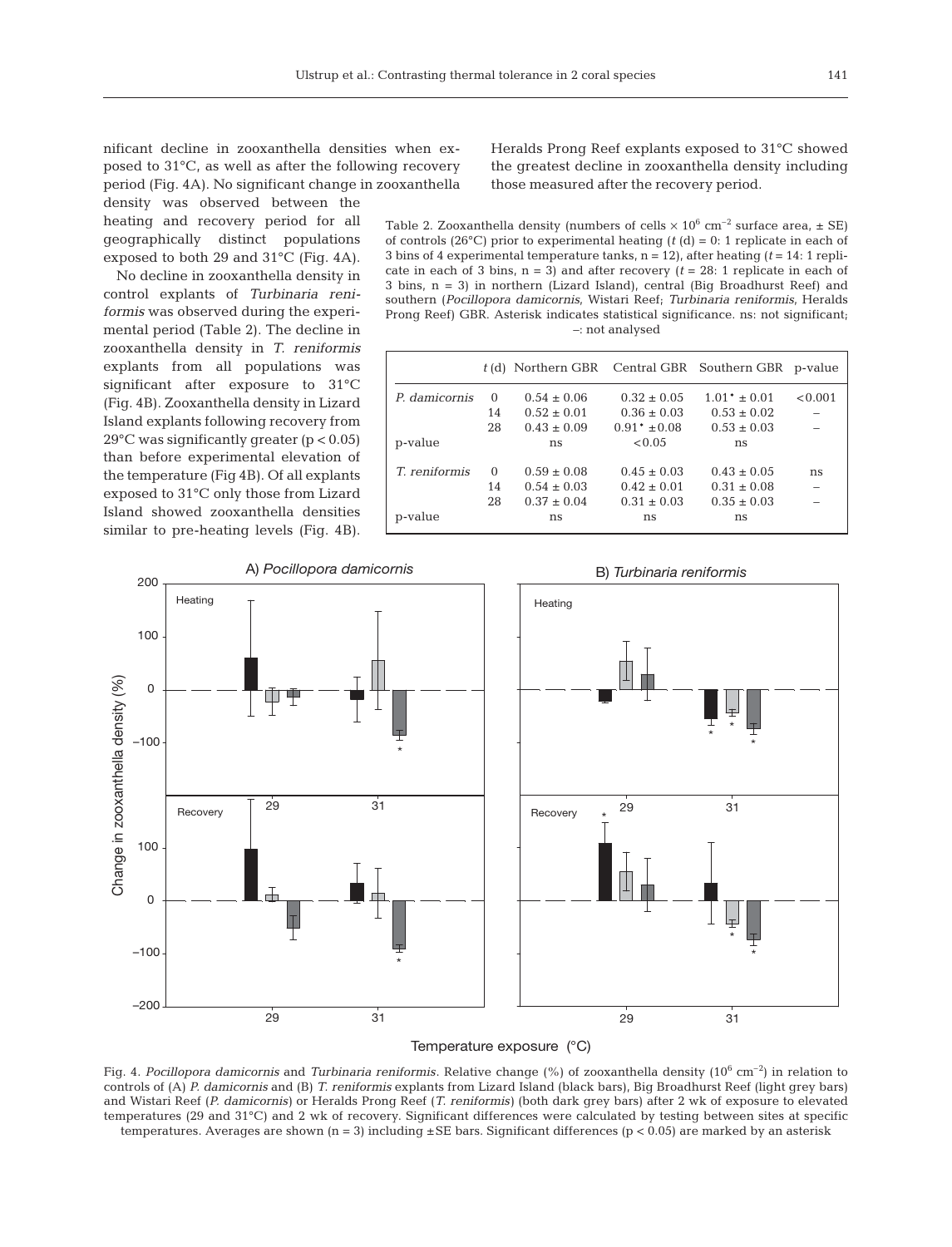nificant decline in zooxanthella densities when exposed to 31°C, as well as after the following recovery period (Fig. 4A). No significant change in zooxanthella density was observed between the heating and recovery period for all geographically distinct populations exposed to both 29 and 31°C (Fig. 4A).

No decline in zooxanthella density in control explants of *Turbinaria reniformis* was observed during the experimental period (Table 2). The decline in zooxanthella density in *T. reniformis* explants from all populations was significant after exposure to 31°C (Fig. 4B). Zooxanthella density in Lizard Island explants following recovery from 29°C was significantly greater ($p < 0.05$) than before experimental elevation of the temperature (Fig 4B). Of all explants exposed to 31°C only those from Lizard Island showed zooxanthella densities similar to pre-heating levels (Fig. 4B). Heralds Prong Reef explants exposed to 31°C showed the greatest decline in zooxanthella density including those measured after the recovery period.

Table 2. Zooxanthella density (numbers of cells × $10^6$ $cm^{-2}$ surface area, ± SE) of controls (26°C) prior to experimental heating ($t$ (d) = 0: 1 replicate in each of 3 bins of 4 experimental temperature tanks, n = 12), after heating ($t$ = 14: 1 replicate in each of 3 bins, n = 3) and after recovery ($t$ = 28: 1 replicate in each of 3 bins, n = 3) in northern (Lizard Island), central (Big Broadhurst Reef) and southern (*Pocillopora damicornis*, Wistari Reef; *Turbinaria reniformis*, Heralds Prong Reef) GBR. Asterisk indicates statistical significance. ns: not significant; –: not analysed

| | $t$ (d) | Northern GBR | Central GBR | Southern GBR | p-value |
|---|---|---|---|---|---|
| *P. damicornis* | 0 | 0.54 ± 0.06 | 0.32 ± 0.05 | 1.01* ± 0.01 | <0.001 |
| | 14 | 0.52 ± 0.01 | 0.36 ± 0.03 | 0.53 ± 0.02 | – |
| | 28 | 0.43 ± 0.09 | 0.91* ±0.08 | 0.53 ± 0.03 | – |
| p-value | | ns | <0.05 | ns | |
| *T. reniformis* | 0 | 0.59 ± 0.08 | 0.45 ± 0.03 | 0.43 ± 0.05 | ns |
| | 14 | 0.54 ± 0.03 | 0.42 ± 0.01 | 0.31 ± 0.08 | – |
| | 28 | 0.37 ± 0.04 | 0.31 ± 0.03 | 0.35 ± 0.03 | – |
| p-value | | ns | ns | ns | |

Fig. 4. *Pocillopora damicornis* and *Turbinaria reniformis.* Relative change (%) of zooxanthella density ($10^6$ $cm^{-2}$) in relation to controls of (A) *P. damicornis* and (B) *T. reniformis* explants from Lizard Island (black bars), Big Broadhurst Reef (light grey bars) and Wistari Reef (*P. damicornis*) or Heralds Prong Reef (*T. reniformis*) (both dark grey bars) after 2 wk of exposure to elevated temperatures (29 and 31°C) and 2 wk of recovery. Significant differences were calculated by testing between sites at specific temperatures. Averages are shown (n = 3) including ±SE bars. Significant differences ($p < 0.05$) are marked by an asterisk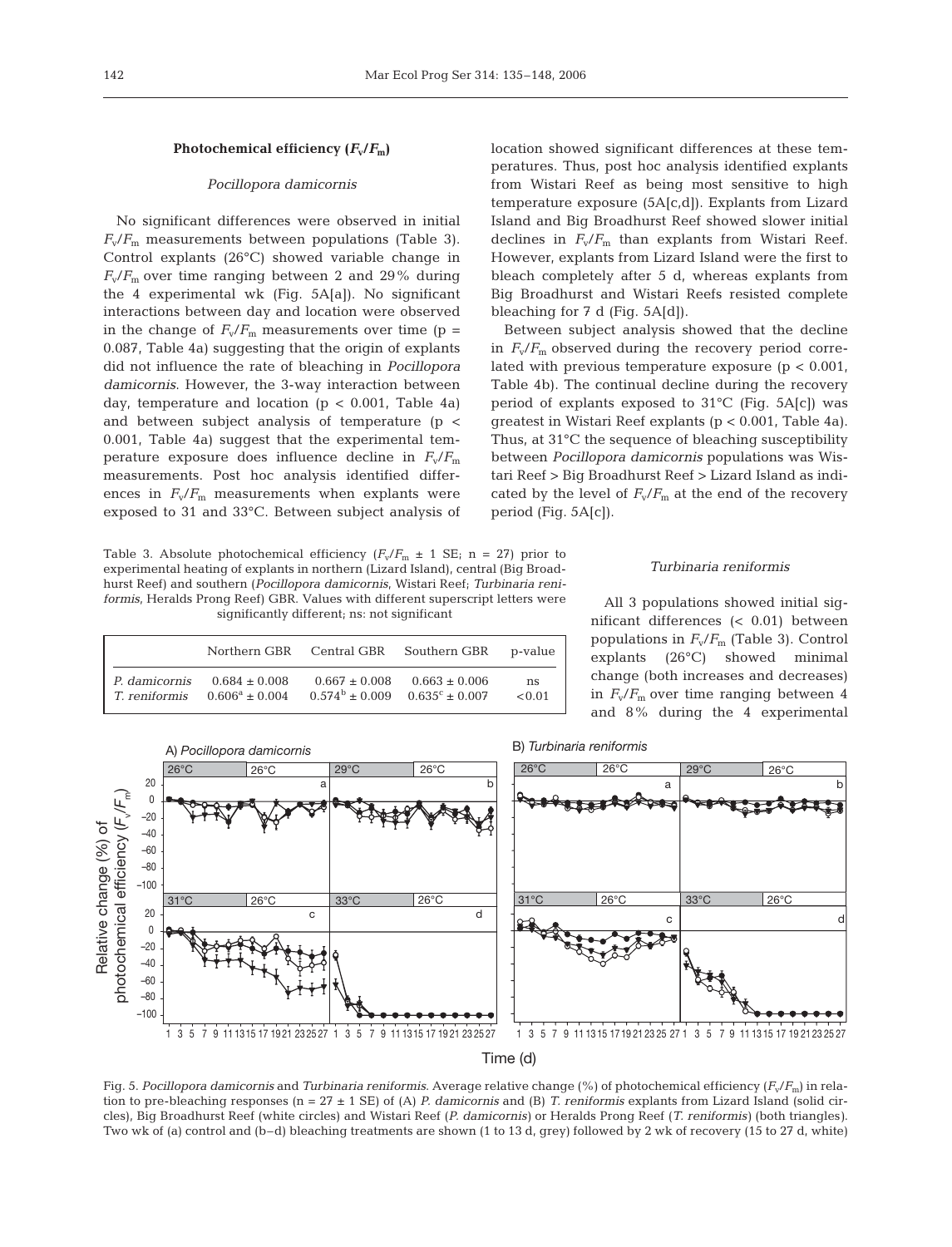### Photochemical efficiency ($F_v/F_m$)

#### *Pocillopora damicornis*

No significant differences were observed in initial $F_v/F_m$ measurements between populations (Table 3). Control explants (26°C) showed variable change in $F_v/F_m$ over time ranging between 2 and 29% during the 4 experimental wk (Fig. 5A[a]). No significant interactions between day and location were observed in the change of $F_v/F_m$ measurements over time ($p = 0.087$, Table 4a) suggesting that the origin of explants did not influence the rate of bleaching in *Pocillopora damicornis*. However, the 3-way interaction between day, temperature and location ($p < 0.001$, Table 4a) and between subject analysis of temperature ($p < 0.001$, Table 4a) suggest that the experimental temperature exposure does influence decline in $F_v/F_m$ measurements. Post hoc analysis identified differences in $F_v/F_m$ measurements when explants were exposed to 31 and 33°C. Between subject analysis of location showed significant differences at these temperatures. Thus, post hoc analysis identified explants from Wistari Reef as being most sensitive to high temperature exposure (5A[c,d]). Explants from Lizard Island and Big Broadhurst Reef showed slower initial declines in $F_v/F_m$ than explants from Wistari Reef. However, explants from Lizard Island were the first to bleach completely after 5 d, whereas explants from Big Broadhurst and Wistari Reefs resisted complete bleaching for 7 d (Fig. 5A[d]).

Between subject analysis showed that the decline in $F_v/F_m$ observed during the recovery period correlated with previous temperature exposure ($p < 0.001$, Table 4b). The continual decline during the recovery period of explants exposed to 31°C (Fig. 5A[c]) was greatest in Wistari Reef explants ($p < 0.001$, Table 4a). Thus, at 31°C the sequence of bleaching susceptibility between *Pocillopora damicornis* populations was Wistari Reef > Big Broadhurst Reef > Lizard Island as indicated by the level of $F_v/F_m$ at the end of the recovery period (Fig. 5A[c]).

Table 3. Absolute photochemical efficiency ($F_v/F_m \pm 1$ SE; n = 27) prior to experimental heating of explants in northern (Lizard Island), central (Big Broadhurst Reef) and southern (*Pocillopora damicornis*, Wistari Reef; *Turbinaria reniformis*, Heralds Prong Reef) GBR. Values with different superscript letters were significantly different; ns: not significant

| | Northern GBR | Central GBR | Southern GBR | p-value |
|---|---|---|---|---|
| *P. damicornis* | 0.684 ± 0.008 | 0.667 ± 0.008 | 0.663 ± 0.006 | ns |
| *T. reniformis* | 0.606[a] ± 0.004 | 0.574[b] ± 0.009 | 0.635[c] ± 0.007 | <0.01 |

#### *Turbinaria reniformis*

All 3 populations showed initial significant differences (< 0.01) between populations in $F_v/F_m$ (Table 3). Control explants (26°C) showed minimal change (both increases and decreases) in $F_v/F_m$ over time ranging between 4 and 8% during the 4 experimental

Fig. 5. *Pocillopora damicornis* and *Turbinaria reniformis*. Average relative change (%) of photochemical efficiency ($F_v/F_m$) in relation to pre-bleaching responses (n = 27 ± 1 SE) of (A) *P. damicornis* and (B) *T. reniformis* explants from Lizard Island (solid circles), Big Broadhurst Reef (white circles) and Wistari Reef (*P. damicornis*) or Heralds Prong Reef (*T. reniformis*) (both triangles). Two wk of (a) control and (b–d) bleaching treatments are shown (1 to 13 d, grey) followed by 2 wk of recovery (15 to 27 d, white)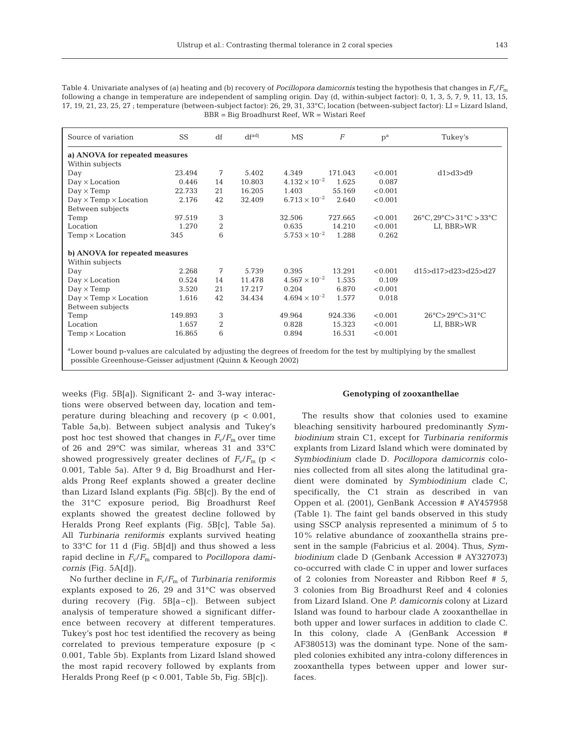Table 4. Univariate analyses of (a) heating and (b) recovery of *Pocillopora damicornis* testing the hypothesis that changes in $F_v/F_m$ following a change in temperature are independent of sampling origin. Day (d, within-subject factor): 0, 1, 3, 5, 7, 9, 11, 13, 15, 17, 19, 21, 23, 25, 27 ; temperature (between-subject factor): 26, 29, 31, 33°C; location (between-subject factor): LI = Lizard Island, BBR = Big Broadhurst Reef, WR = Wistari Reef

| Source of variation | SS | df | df$^{adj}$ | MS | $F$ | p[a] | Tukey's |
|---|---|---|---|---|---|---|---|
| **a) ANOVA for repeated measures** | | | | | | | |
| Within subjects | | | | | | | |
| Day | 23.494 | 7 | 5.402 | 4.349 | 171.043 | <0.001 | d1>d3>d9 |
| Day × Location | 0.446 | 14 | 10.803 | $4.132 \times 10^{-2}$ | 1.625 | 0.087 | |
| Day × Temp | 22.733 | 21 | 16.205 | 1.403 | 55.169 | <0.001 | |
| Day × Temp × Location | 2.176 | 42 | 32.409 | $6.713 \times 10^{-2}$ | 2.640 | <0.001 | |
| Between subjects | | | | | | | |
| Temp | 97.519 | 3 | | 32.506 | 727.665 | <0.001 | 26°C, 29°C>31°C >33°C |
| Location | 1.270 | 2 | | 0.635 | 14.210 | <0.001 | LI, BBR>WR |
| Temp × Location | 345 | 6 | | $5.753 \times 10^{-2}$ | 1.288 | 0.262 | |
| **b) ANOVA for repeated measures** | | | | | | | |
| Within subjects | | | | | | | |
| Day | 2.268 | 7 | 5.739 | 0.395 | 13.291 | <0.001 | d15>d17>d23>d25>d27 |
| Day × Location | 0.524 | 14 | 11.478 | $4.567 \times 10^{-2}$ | 1.535 | 0.109 | |
| Day × Temp | 3.520 | 21 | 17.217 | 0.204 | 6.870 | <0.001 | |
| Day × Temp × Location | 1.616 | 42 | 34.434 | $4.694 \times 10^{-2}$ | 1.577 | 0.018 | |
| Between subjects | | | | | | | |
| Temp | 149.893 | 3 | | 49.964 | 924.336 | <0.001 | 26°C>29°C>31°C |
| Location | 1.657 | 2 | | 0.828 | 15.323 | <0.001 | LI, BBR>WR |
| Temp × Location | 16.865 | 6 | | 0.894 | 16.531 | <0.001 | |

[a]Lower bound p-values are calculated by adjusting the degrees of freedom for the test by multiplying by the smallest possible Greenhouse-Geisser adjustment (Quinn & Keough 2002)

weeks (Fig. 5B[a]). Significant 2- and 3-way interactions were observed between day, location and temperature during bleaching and recovery ($p < 0.001$, Table 5a,b). Between subject analysis and Tukey's post hoc test showed that changes in $F_v/F_m$ over time of 26 and 29°C was similar, whereas 31 and 33°C showed progressively greater declines of $F_v/F_m$ ($p < 0.001$, Table 5a). After 9 d, Big Broadhurst and Heralds Prong Reef explants showed a greater decline than Lizard Island explants (Fig. 5B[c]). By the end of the 31°C exposure period, Big Broadhurst Reef explants showed the greatest decline followed by Heralds Prong Reef explants (Fig. 5B[c], Table 5a). All *Turbinaria reniformis* explants survived heating to 33°C for 11 d (Fig. 5B[d]) and thus showed a less rapid decline in $F_v/F_m$ compared to *Pocillopora damicornis* (Fig. 5A[d]).

No further decline in $F_v/F_m$ of *Turbinaria reniformis* explants exposed to 26, 29 and 31°C was observed during recovery (Fig. 5B[a–c]). Between subject analysis of temperature showed a significant difference between recovery at different temperatures. Tukey's post hoc test identified the recovery as being correlated to previous temperature exposure ($p < 0.001$, Table 5b). Explants from Lizard Island showed the most rapid recovery followed by explants from Heralds Prong Reef ($p < 0.001$, Table 5b, Fig. 5B[c]).

### Genotyping of zooxanthellae

The results show that colonies used to examine bleaching sensitivity harboured predominantly *Symbiodinium* strain C1, except for *Turbinaria reniformis* explants from Lizard Island which were dominated by *Symbiodinium* clade D. *Pocillopora damicornis* colonies collected from all sites along the latitudinal gradient were dominated by *Symbiodinium* clade C, specifically, the C1 strain as described in van Oppen et al. (2001), GenBank Accession # AY457958 (Table 1). The faint gel bands observed in this study using SSCP analysis represented a minimum of 5 to 10% relative abundance of zooxanthella strains present in the sample (Fabricius et al. 2004). Thus, *Symbiodinium* clade D (Genbank Accession # AY327073) co-occurred with clade C in upper and lower surfaces of 2 colonies from Noreaster and Ribbon Reef # 5, 3 colonies from Big Broadhurst Reef and 4 colonies from Lizard Island. One *P. damicornis* colony at Lizard Island was found to harbour clade A zooxanthellae in both upper and lower surfaces in addition to clade C. In this colony, clade A (GenBank Accession # AF380513) was the dominant type. None of the sampled colonies exhibited any intra-colony differences in zooxanthella types between upper and lower surfaces.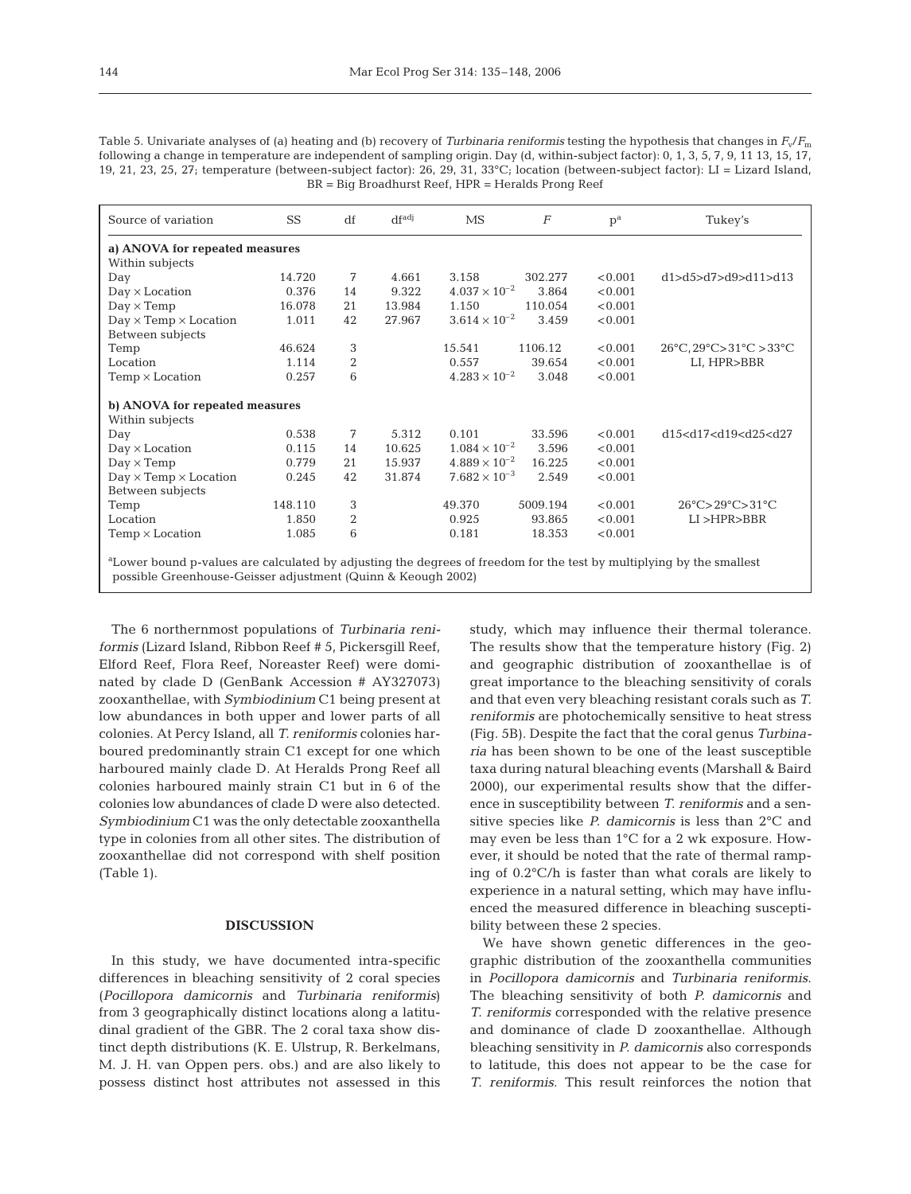Table 5. Univariate analyses of (a) heating and (b) recovery of *Turbinaria reniformis* testing the hypothesis that changes in $F_v/F_m$ following a change in temperature are independent of sampling origin. Day (d, within-subject factor): 0, 1, 3, 5, 7, 9, 11 13, 15, 17, 19, 21, 23, 25, 27; temperature (between-subject factor): 26, 29, 31, 33°C; location (between-subject factor): LI = Lizard Island, BR = Big Broadhurst Reef, HPR = Heralds Prong Reef

| Source of variation | SS | df | df$^{adj}$ | MS | $F$ | p[a] | Tukey's |
|---|---|---|---|---|---|---|---|
| **a) ANOVA for repeated measures** | | | | | | | |
| Within subjects | | | | | | | |
| Day | 14.720 | 7 | 4.661 | 3.158 | 302.277 | <0.001 | d1>d5>d7>d9>d11>d13 |
| Day × Location | 0.376 | 14 | 9.322 | $4.037 \times 10^{-2}$ | 3.864 | <0.001 | |
| Day × Temp | 16.078 | 21 | 13.984 | 1.150 | 110.054 | <0.001 | |
| Day × Temp × Location | 1.011 | 42 | 27.967 | $3.614 \times 10^{-2}$ | 3.459 | <0.001 | |
| Between subjects | | | | | | | |
| Temp | 46.624 | 3 | | 15.541 | 1106.12 | <0.001 | 26°C, 29°C>31°C >33°C |
| Location | 1.114 | 2 | | 0.557 | 39.654 | <0.001 | LI, HPR>BBR |
| Temp × Location | 0.257 | 6 | | $4.283 \times 10^{-2}$ | 3.048 | <0.001 | |
| **b) ANOVA for repeated measures** | | | | | | | |
| Within subjects | | | | | | | |
| Day | 0.538 | 7 | 5.312 | 0.101 | 33.596 | <0.001 | d15<d17<d19<d25<d27 |
| Day × Location | 0.115 | 14 | 10.625 | $1.084 \times 10^{-2}$ | 3.596 | <0.001 | |
| Day × Temp | 0.779 | 21 | 15.937 | $4.889 \times 10^{-2}$ | 16.225 | <0.001 | |
| Day × Temp × Location | 0.245 | 42 | 31.874 | $7.682 \times 10^{-3}$ | 2.549 | <0.001 | |
| Between subjects | | | | | | | |
| Temp | 148.110 | 3 | | 49.370 | 5009.194 | <0.001 | 26°C>29°C>31°C |
| Location | 1.850 | 2 | | 0.925 | 93.865 | <0.001 | LI >HPR>BBR |
| Temp × Location | 1.085 | 6 | | 0.181 | 18.353 | <0.001 | |

[a]Lower bound p-values are calculated by adjusting the degrees of freedom for the test by multiplying by the smallest possible Greenhouse-Geisser adjustment (Quinn & Keough 2002)

The 6 northernmost populations of *Turbinaria reniformis* (Lizard Island, Ribbon Reef # 5, Pickersgill Reef, Elford Reef, Flora Reef, Noreaster Reef) were dominated by clade D (GenBank Accession # AY327073) zooxanthellae, with *Symbiodinium* C1 being present at low abundances in both upper and lower parts of all colonies. At Percy Island, all *T. reniformis* colonies harboured predominantly strain C1 except for one which harboured mainly clade D. At Heralds Prong Reef all colonies harboured mainly strain C1 but in 6 of the colonies low abundances of clade D were also detected. *Symbiodinium* C1 was the only detectable zooxanthella type in colonies from all other sites. The distribution of zooxanthellae did not correspond with shelf position (Table 1).

## DISCUSSION

In this study, we have documented intra-specific differences in bleaching sensitivity of 2 coral species (*Pocillopora damicornis* and *Turbinaria reniformis*) from 3 geographically distinct locations along a latitudinal gradient of the GBR. The 2 coral taxa show distinct depth distributions (K. E. Ulstrup, R. Berkelmans, M. J. H. van Oppen pers. obs.) and are also likely to possess distinct host attributes not assessed in this study, which may influence their thermal tolerance. The results show that the temperature history (Fig. 2) and geographic distribution of zooxanthellae is of great importance to the bleaching sensitivity of corals and that even very bleaching resistant corals such as *T. reniformis* are photochemically sensitive to heat stress (Fig. 5B). Despite the fact that the coral genus *Turbinaria* has been shown to be one of the least susceptible taxa during natural bleaching events (Marshall & Baird 2000), our experimental results show that the difference in susceptibility between *T. reniformis* and a sensitive species like *P. damicornis* is less than 2°C and may even be less than 1°C for a 2 wk exposure. However, it should be noted that the rate of thermal ramping of 0.2°C/h is faster than what corals are likely to experience in a natural setting, which may have influenced the measured difference in bleaching susceptibility between these 2 species.

We have shown genetic differences in the geographic distribution of the zooxanthella communities in *Pocillopora damicornis* and *Turbinaria reniformis*. The bleaching sensitivity of both *P. damicornis* and *T. reniformis* corresponded with the relative presence and dominance of clade D zooxanthellae. Although bleaching sensitivity in *P. damicornis* also corresponds to latitude, this does not appear to be the case for *T. reniformis*. This result reinforces the notion that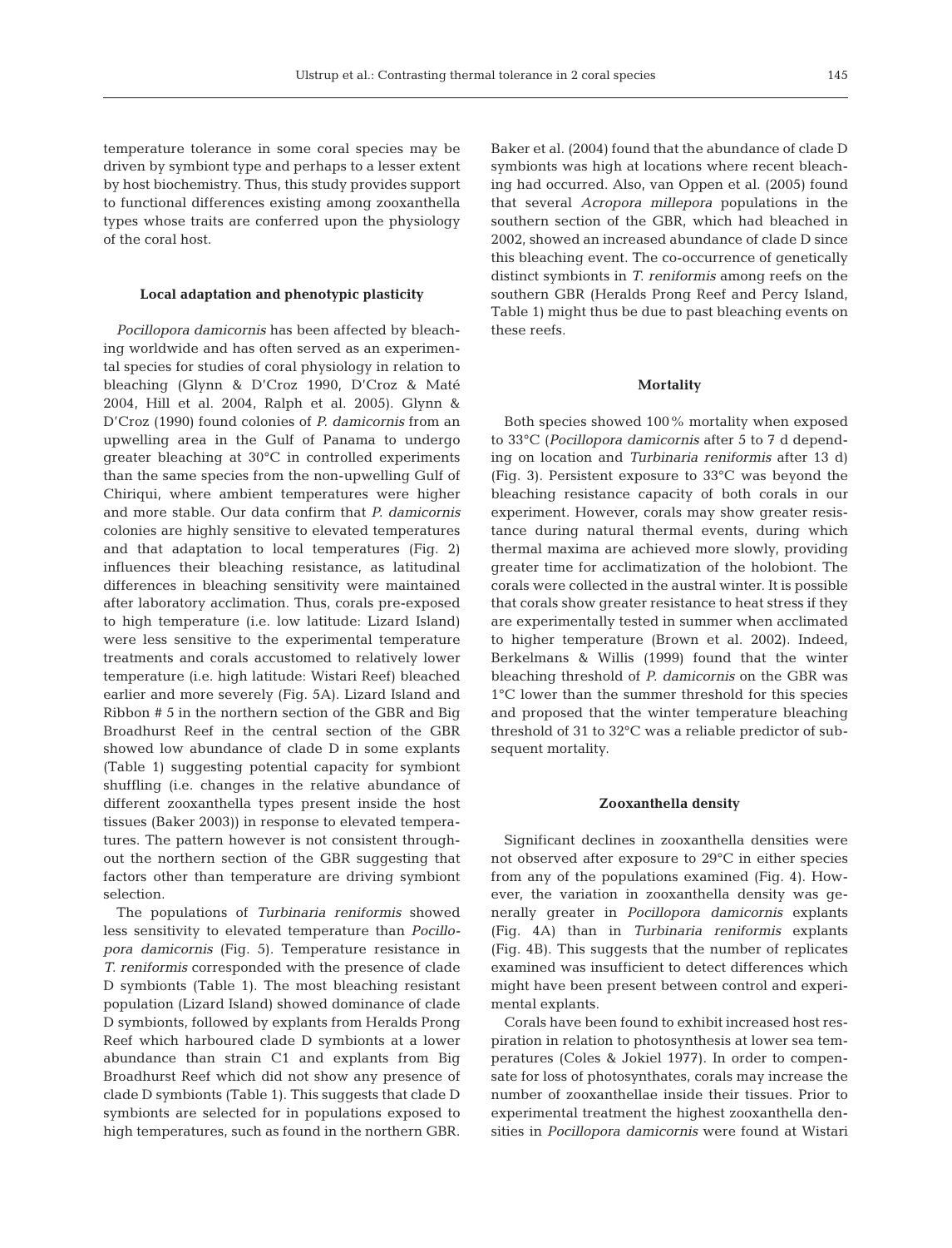temperature tolerance in some coral species may be driven by symbiont type and perhaps to a lesser extent by host biochemistry. Thus, this study provides support to functional differences existing among zooxanthella types whose traits are conferred upon the physiology of the coral host.

### Local adaptation and phenotypic plasticity

*Pocillopora damicornis* has been affected by bleaching worldwide and has often served as an experimental species for studies of coral physiology in relation to bleaching (Glynn & D'Croz 1990, D'Croz & Maté 2004, Hill et al. 2004, Ralph et al. 2005). Glynn & D'Croz (1990) found colonies of *P. damicornis* from an upwelling area in the Gulf of Panama to undergo greater bleaching at 30°C in controlled experiments than the same species from the non-upwelling Gulf of Chiriqui, where ambient temperatures were higher and more stable. Our data confirm that *P. damicornis* colonies are highly sensitive to elevated temperatures and that adaptation to local temperatures (Fig. 2) influences their bleaching resistance, as latitudinal differences in bleaching sensitivity were maintained after laboratory acclimation. Thus, corals pre-exposed to high temperature (i.e. low latitude: Lizard Island) were less sensitive to the experimental temperature treatments and corals accustomed to relatively lower temperature (i.e. high latitude: Wistari Reef) bleached earlier and more severely (Fig. 5A). Lizard Island and Ribbon # 5 in the northern section of the GBR and Big Broadhurst Reef in the central section of the GBR showed low abundance of clade D in some explants (Table 1) suggesting potential capacity for symbiont shuffling (i.e. changes in the relative abundance of different zooxanthella types present inside the host tissues (Baker 2003)) in response to elevated temperatures. The pattern however is not consistent throughout the northern section of the GBR suggesting that factors other than temperature are driving symbiont selection.

The populations of *Turbinaria reniformis* showed less sensitivity to elevated temperature than *Pocillopora damicornis* (Fig. 5). Temperature resistance in *T. reniformis* corresponded with the presence of clade D symbionts (Table 1). The most bleaching resistant population (Lizard Island) showed dominance of clade D symbionts, followed by explants from Heralds Prong Reef which harboured clade D symbionts at a lower abundance than strain C1 and explants from Big Broadhurst Reef which did not show any presence of clade D symbionts (Table 1). This suggests that clade D symbionts are selected for in populations exposed to high temperatures, such as found in the northern GBR. Baker et al. (2004) found that the abundance of clade D symbionts was high at locations where recent bleaching had occurred. Also, van Oppen et al. (2005) found that several *Acropora millepora* populations in the southern section of the GBR, which had bleached in 2002, showed an increased abundance of clade D since this bleaching event. The co-occurrence of genetically distinct symbionts in *T. reniformis* among reefs on the southern GBR (Heralds Prong Reef and Percy Island, Table 1) might thus be due to past bleaching events on these reefs.

### Mortality

Both species showed 100% mortality when exposed to 33°C (*Pocillopora damicornis* after 5 to 7 d depending on location and *Turbinaria reniformis* after 13 d) (Fig. 3). Persistent exposure to 33°C was beyond the bleaching resistance capacity of both corals in our experiment. However, corals may show greater resistance during natural thermal events, during which thermal maxima are achieved more slowly, providing greater time for acclimatization of the holobiont. The corals were collected in the austral winter. It is possible that corals show greater resistance to heat stress if they are experimentally tested in summer when acclimated to higher temperature (Brown et al. 2002). Indeed, Berkelmans & Willis (1999) found that the winter bleaching threshold of *P. damicornis* on the GBR was 1°C lower than the summer threshold for this species and proposed that the winter temperature bleaching threshold of 31 to 32°C was a reliable predictor of subsequent mortality.

### Zooxanthella density

Significant declines in zooxanthella densities were not observed after exposure to 29°C in either species from any of the populations examined (Fig. 4). However, the variation in zooxanthella density was generally greater in *Pocillopora damicornis* explants (Fig. 4A) than in *Turbinaria reniformis* explants (Fig. 4B). This suggests that the number of replicates examined was insufficient to detect differences which might have been present between control and experimental explants.

Corals have been found to exhibit increased host respiration in relation to photosynthesis at lower sea temperatures (Coles & Jokiel 1977). In order to compensate for loss of photosynthates, corals may increase the number of zooxanthellae inside their tissues. Prior to experimental treatment the highest zooxanthella densities in *Pocillopora damicornis* were found at Wistari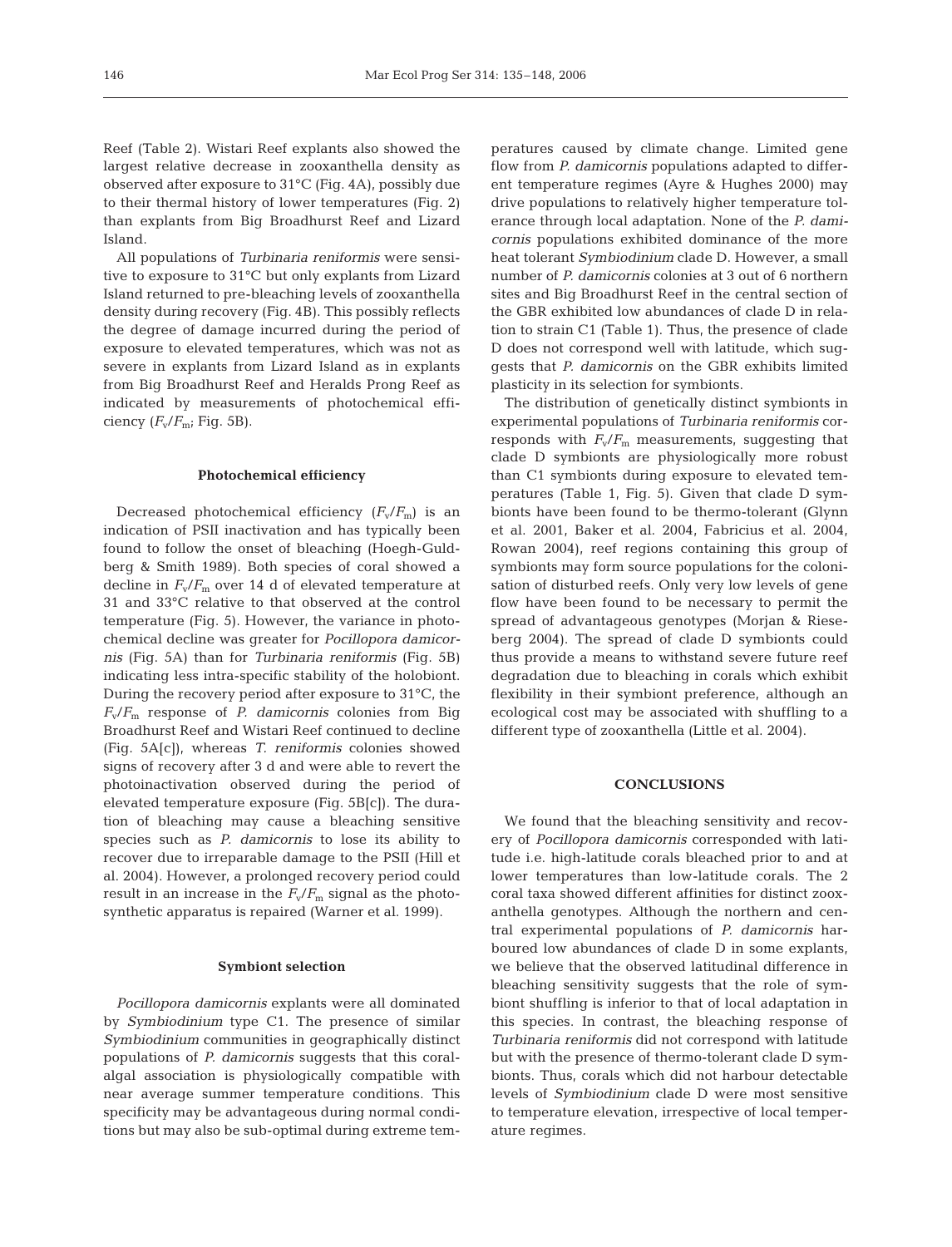Reef (Table 2). Wistari Reef explants also showed the largest relative decrease in zooxanthella density as observed after exposure to 31°C (Fig. 4A), possibly due to their thermal history of lower temperatures (Fig. 2) than explants from Big Broadhurst Reef and Lizard Island.

All populations of *Turbinaria reniformis* were sensitive to exposure to 31°C but only explants from Lizard Island returned to pre-bleaching levels of zooxanthella density during recovery (Fig. 4B). This possibly reflects the degree of damage incurred during the period of exposure to elevated temperatures, which was not as severe in explants from Lizard Island as in explants from Big Broadhurst Reef and Heralds Prong Reef as indicated by measurements of photochemical efficiency ($F_v/F_m$; Fig. 5B).

### Photochemical efficiency

Decreased photochemical efficiency ($F_v/F_m$) is an indication of PSII inactivation and has typically been found to follow the onset of bleaching (Hoegh-Guldberg & Smith 1989). Both species of coral showed a decline in $F_v/F_m$ over 14 d of elevated temperature at 31 and 33°C relative to that observed at the control temperature (Fig. 5). However, the variance in photochemical decline was greater for *Pocillopora damicornis* (Fig. 5A) than for *Turbinaria reniformis* (Fig. 5B) indicating less intra-specific stability of the holobiont. During the recovery period after exposure to 31°C, the $F_v/F_m$ response of *P. damicornis* colonies from Big Broadhurst Reef and Wistari Reef continued to decline (Fig. 5A[c]), whereas *T. reniformis* colonies showed signs of recovery after 3 d and were able to revert the photoinactivation observed during the period of elevated temperature exposure (Fig. 5B[c]). The duration of bleaching may cause a bleaching sensitive species such as *P. damicornis* to lose its ability to recover due to irreparable damage to the PSII (Hill et al. 2004). However, a prolonged recovery period could result in an increase in the $F_v/F_m$ signal as the photosynthetic apparatus is repaired (Warner et al. 1999).

### Symbiont selection

*Pocillopora damicornis* explants were all dominated by *Symbiodinium* type C1. The presence of similar *Symbiodinium* communities in geographically distinct populations of *P. damicornis* suggests that this coral-algal association is physiologically compatible with near average summer temperature conditions. This specificity may be advantageous during normal conditions but may also be sub-optimal during extreme temperatures caused by climate change. Limited gene flow from *P. damicornis* populations adapted to different temperature regimes (Ayre & Hughes 2000) may drive populations to relatively higher temperature tolerance through local adaptation. None of the *P. damicornis* populations exhibited dominance of the more heat tolerant *Symbiodinium* clade D. However, a small number of *P. damicornis* colonies at 3 out of 6 northern sites and Big Broadhurst Reef in the central section of the GBR exhibited low abundances of clade D in relation to strain C1 (Table 1). Thus, the presence of clade D does not correspond well with latitude, which suggests that *P. damicornis* on the GBR exhibits limited plasticity in its selection for symbionts.

The distribution of genetically distinct symbionts in experimental populations of *Turbinaria reniformis* corresponds with $F_v/F_m$ measurements, suggesting that clade D symbionts are physiologically more robust than C1 symbionts during exposure to elevated temperatures (Table 1, Fig. 5). Given that clade D symbionts have been found to be thermo-tolerant (Glynn et al. 2001, Baker et al. 2004, Fabricius et al. 2004, Rowan 2004), reef regions containing this group of symbionts may form source populations for the colonisation of disturbed reefs. Only very low levels of gene flow have been found to be necessary to permit the spread of advantageous genotypes (Morjan & Rieseberg 2004). The spread of clade D symbionts could thus provide a means to withstand severe future reef degradation due to bleaching in corals which exhibit flexibility in their symbiont preference, although an ecological cost may be associated with shuffling to a different type of zooxanthella (Little et al. 2004).

## CONCLUSIONS

We found that the bleaching sensitivity and recovery of *Pocillopora damicornis* corresponded with latitude i.e. high-latitude corals bleached prior to and at lower temperatures than low-latitude corals. The 2 coral taxa showed different affinities for distinct zooxanthella genotypes. Although the northern and central experimental populations of *P. damicornis* harboured low abundances of clade D in some explants, we believe that the observed latitudinal difference in bleaching sensitivity suggests that the role of symbiont shuffling is inferior to that of local adaptation in this species. In contrast, the bleaching response of *Turbinaria reniformis* did not correspond with latitude but with the presence of thermo-tolerant clade D symbionts. Thus, corals which did not harbour detectable levels of *Symbiodinium* clade D were most sensitive to temperature elevation, irrespective of local temperature regimes.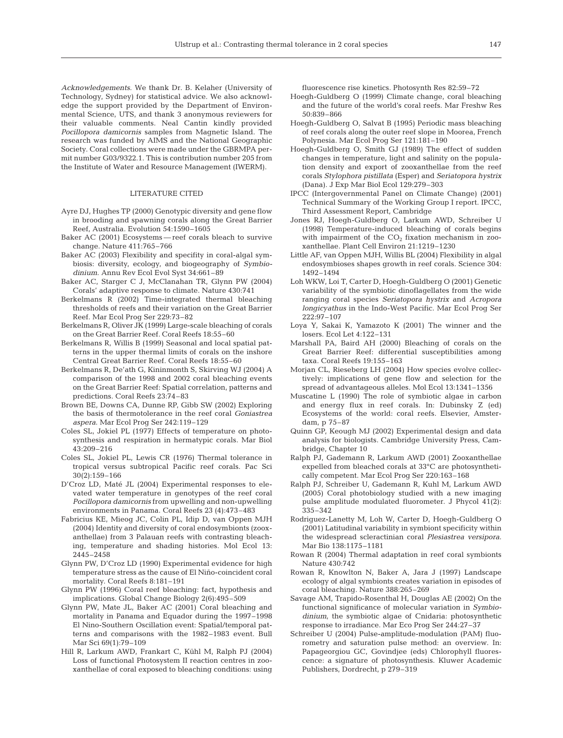*Acknowledgements.* We thank Dr. B. Kelaher (University of Technology, Sydney) for statistical advice. We also acknowledge the support provided by the Department of Environmental Science, UTS, and thank 3 anonymous reviewers for their valuable comments. Neal Cantin kindly provided *Pocillopora damicornis* samples from Magnetic Island. The research was funded by AIMS and the National Geographic Society. Coral collections were made under the GBRMPA permit number G03/9322.1. This is contribution number 205 from the Institute of Water and Resource Management (IWERM).

## LITERATURE CITED

Ayre DJ, Hughes TP (2000) Genotypic diversity and gene flow in brooding and spawning corals along the Great Barrier Reef, Australia. Evolution 54:1590–1605

Baker AC (2001) Ecosystems — reef corals bleach to survive change. Nature 411:765–766

Baker AC (2003) Flexibility and specifity in coral-algal symbiosis: diversity, ecology, and biogeography of *Symbiodinium*. Annu Rev Ecol Evol Syst 34:661–89

Baker AC, Starger C J, McClanahan TR, Glynn PW (2004) Corals' adaptive response to climate. Nature 430:741

Berkelmans R (2002) Time-integrated thermal bleaching thresholds of reefs and their variation on the Great Barrier Reef. Mar Ecol Prog Ser 229:73–82

Berkelmans R, Oliver JK (1999) Large-scale bleaching of corals on the Great Barrier Reef. Coral Reefs 18:55–60

Berkelmans R, Willis B (1999) Seasonal and local spatial patterns in the upper thermal limits of corals on the inshore Central Great Barrier Reef. Coral Reefs 18:55–60

Berkelmans R, De'ath G, Kininmonth S, Skirving WJ (2004) A comparison of the 1998 and 2002 coral bleaching events on the Great Barrier Reef: Spatial correlation, patterns and predictions. Coral Reefs 23:74–83

Brown BE, Downs CA, Dunne RP, Gibb SW (2002) Exploring the basis of thermotolerance in the reef coral *Goniastrea aspera*. Mar Ecol Prog Ser 242:119–129

Coles SL, Jokiel PL (1977) Effects of temperature on photosynthesis and respiration in hermatypic corals. Mar Biol 43:209–216

Coles SL, Jokiel PL, Lewis CR (1976) Thermal tolerance in tropical versus subtropical Pacific reef corals. Pac Sci 30(2):159–166

D'Croz LD, Maté JL (2004) Experimental responses to elevated water temperature in genotypes of the reef coral *Pocillopora damicornis* from upwelling and non-upwelling environments in Panama. Coral Reefs 23 (4):473–483

Fabricius KE, Mieog JC, Colin PL, Idip D, van Oppen MJH (2004) Identity and diversity of coral endosymbionts (zooxanthellae) from 3 Palauan reefs with contrasting bleaching, temperature and shading histories. Mol Ecol 13: 2445–2458

Glynn PW, D'Croz LD (1990) Experimental evidence for high temperature stress as the cause of El Niño-coincident coral mortality. Coral Reefs 8:181–191

Glynn PW (1996) Coral reef bleaching: fact, hypothesis and implications. Global Change Biology 2(6):495–509

Glynn PW, Mate JL, Baker AC (2001) Coral bleaching and mortality in Panama and Equador during the 1997–1998 El Nino-Southern Oscillation event: Spatial/temporal patterns and comparisons with the 1982–1983 event. Bull Mar Sci 69(1):79–109

Hill R, Larkum AWD, Frankart C, Kühl M, Ralph PJ (2004) Loss of functional Photosystem II reaction centres in zooxanthellae of coral exposed to bleaching conditions: using fluorescence rise kinetics. Photosynth Res 82:59–72

Hoegh-Guldberg O (1999) Climate change, coral bleaching and the future of the world's coral reefs. Mar Freshw Res 50:839–866

Hoegh-Guldberg O, Salvat B (1995) Periodic mass bleaching of reef corals along the outer reef slope in Moorea, French Polynesia. Mar Ecol Prog Ser 121:181–190

Hoegh-Guldberg O, Smith GJ (1989) The effect of sudden changes in temperature, light and salinity on the population density and export of zooxanthellae from the reef corals *Stylophora pistillata* (Esper) and *Seriatopora hystrix* (Dana). J Exp Mar Biol Ecol 129:279–303

IPCC (Intergovernmental Panel on Climate Change) (2001) Technical Summary of the Working Group I report. IPCC, Third Assessment Report, Cambridge

Jones RJ, Hoegh-Guldberg O, Larkum AWD, Schreiber U (1998) Temperature-induced bleaching of corals begins with impairment of the $CO_2$ fixation mechanism in zooxanthellae. Plant Cell Environ 21:1219–1230

Little AF, van Oppen MJH, Willis BL (2004) Flexibility in algal endosymbioses shapes growth in reef corals. Science 304: 1492–1494

Loh WKW, Loi T, Carter D, Hoegh-Guldberg O (2001) Genetic variability of the symbiotic dinoflagellates from the wide ranging coral species *Seriatopora hystrix* and *Acropora longicyathus* in the Indo-West Pacific. Mar Ecol Prog Ser 222:97–107

Loya Y, Sakai K, Yamazoto K (2001) The winner and the losers. Ecol Let 4:122–131

Marshall PA, Baird AH (2000) Bleaching of corals on the Great Barrier Reef: differential susceptibilities among taxa. Coral Reefs 19:155–163

Morjan CL, Rieseberg LH (2004) How species evolve collectively: implications of gene flow and selection for the spread of advantageous alleles. Mol Ecol 13:1341–1356

Muscatine L (1990) The role of symbiotic algae in carbon and energy flux in reef corals. In: Dubinsky Z (ed) Ecosystems of the world: coral reefs. Elsevier, Amsterdam, p 75–87

Quinn GP, Keough MJ (2002) Experimental design and data analysis for biologists. Cambridge University Press, Cambridge, Chapter 10

Ralph PJ, Gademann R, Larkum AWD (2001) Zooxanthellae expelled from bleached corals at 33°C are photosynthetically competent. Mar Ecol Prog Ser 220:163–168

Ralph PJ, Schreiber U, Gademann R, Kuhl M, Larkum AWD (2005) Coral photobiology studied with a new imaging pulse amplitude modulated fluorometer. J Phycol 41(2): 335–342

Rodriguez-Lanetty M, Loh W, Carter D, Hoegh-Guldberg O (2001) Latitudinal variability in symbiont specificity within the widespread scleractinian coral *Plesiastrea versipora*. Mar Bio 138:1175–1181

Rowan R (2004) Thermal adaptation in reef coral symbionts Nature 430:742

Rowan R, Knowlton N, Baker A, Jara J (1997) Landscape ecology of algal symbionts creates variation in episodes of coral bleaching. Nature 388:265–269

Savage AM, Trapido-Rosenthal H, Douglas AE (2002) On the functional significance of molecular variation in *Symbiodinium*, the symbiotic algae of Cnidaria: photosynthetic response to irradiance. Mar Eco Prog Ser 244:27–37

Schreiber U (2004) Pulse-amplitude-modulation (PAM) fluorometry and saturation pulse method: an overview. In: Papageorgiou GC, Govindjee (eds) Chlorophyll fluorescence: a signature of photosynthesis. Kluwer Academic Publishers, Dordrecht, p 279–319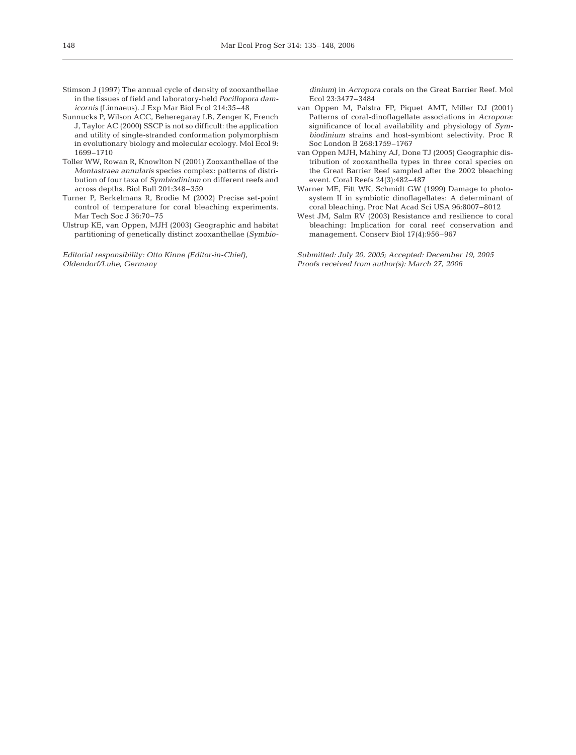Stimson J (1997) The annual cycle of density of zooxanthellae in the tissues of field and laboratory-held *Pocillopora damicornis* (Linnaeus). J Exp Mar Biol Ecol 214:35–48

Sunnucks P, Wilson ACC, Beheregaray LB, Zenger K, French J, Taylor AC (2000) SSCP is not so difficult: the application and utility of single-stranded conformation polymorphism in evolutionary biology and molecular ecology. Mol Ecol 9: 1699–1710

Toller WW, Rowan R, Knowlton N (2001) Zooxanthellae of the *Montastraea annularis* species complex: patterns of distribution of four taxa of *Symbiodinium* on different reefs and across depths. Biol Bull 201:348–359

Turner P, Berkelmans R, Brodie M (2002) Precise set-point control of temperature for coral bleaching experiments. Mar Tech Soc J 36:70–75

Ulstrup KE, van Oppen, MJH (2003) Geographic and habitat partitioning of genetically distinct zooxanthellae (*Symbiodinium*) in *Acropora* corals on the Great Barrier Reef. Mol Ecol 23:3477–3484

van Oppen M, Palstra FP, Piquet AMT, Miller DJ (2001) Patterns of coral-dinoflagellate associations in *Acropora*: significance of local availability and physiology of *Symbiodinium* strains and host-symbiont selectivity. Proc R Soc London B 268:1759–1767

van Oppen MJH, Mahiny AJ, Done TJ (2005) Geographic distribution of zooxanthella types in three coral species on the Great Barrier Reef sampled after the 2002 bleaching event. Coral Reefs 24(3):482–487

Warner ME, Fitt WK, Schmidt GW (1999) Damage to photosystem II in symbiotic dinoflagellates: A determinant of coral bleaching. Proc Nat Acad Sci USA 96:8007–8012

West JM, Salm RV (2003) Resistance and resilience to coral bleaching: Implication for coral reef conservation and management. Conserv Biol 17(4):956–967

*Editorial responsibility: Otto Kinne (Editor-in-Chief), Oldendorf/Luhe, Germany*

*Submitted: July 20, 2005; Accepted: December 19, 2005*
*Proofs received from author(s): March 27, 2006*